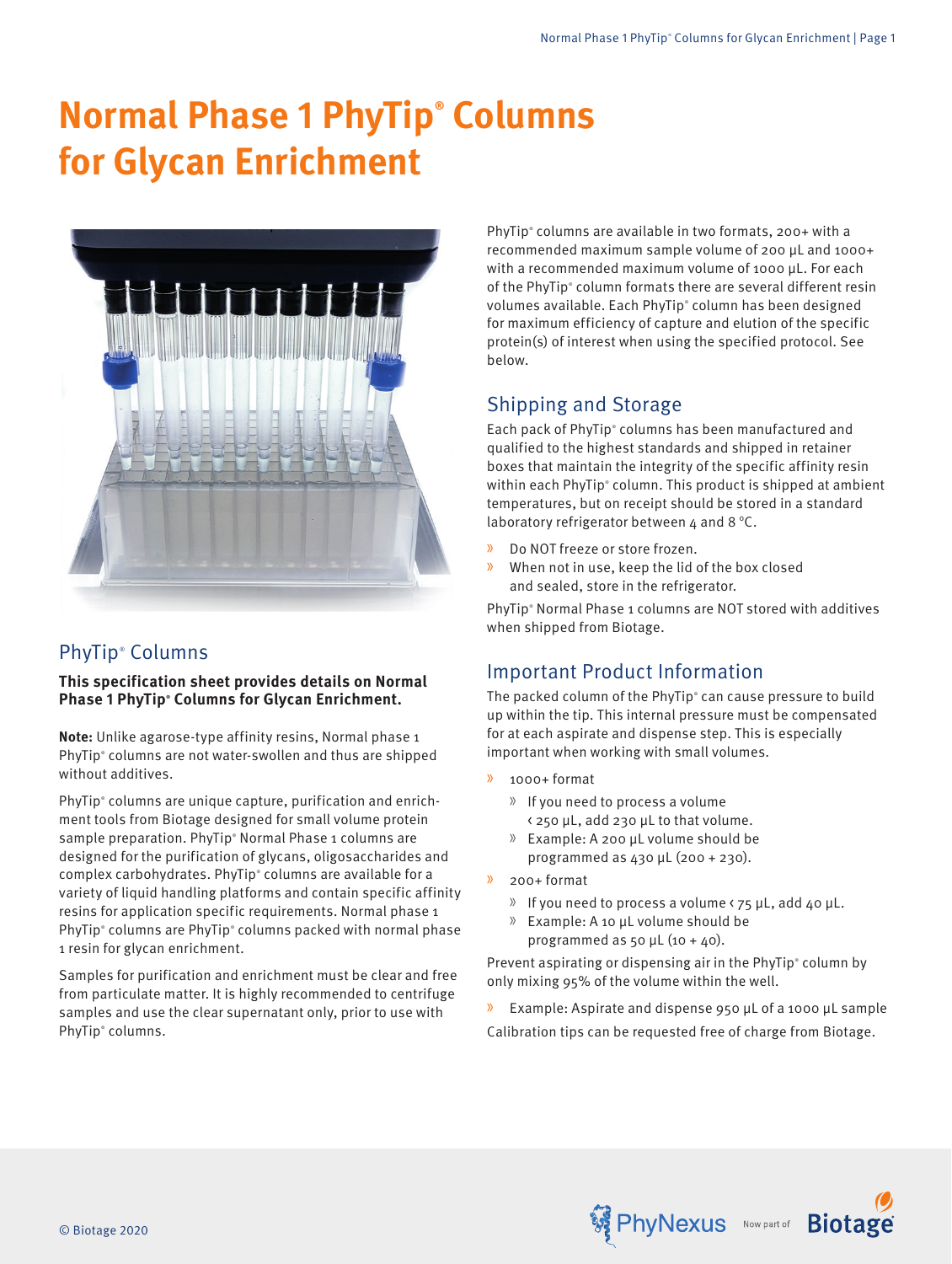# Normal Phase 1 PhyTip® Columns for Glycan Enrichment

## PhyTip® Columns

**This specification sheet provides details on Normal Phase 1 PhyTip® Columns for Glycan Enrichment.**

**Note:** Unlike agarose-type affinity resins, Normal phase 1 PhyTip® columns are not water-swollen and thus are shipped without additives.

PhyTip® columns are unique capture, purification and enrichment tools from Biotage designed for small volume protein sample preparation. PhyTip® Normal Phase 1 columns are designed for the purification of glycans, oligosaccharides and complex carbohydrates. PhyTip® columns are available for a variety of liquid handling platforms and contain specific affinity resins for application specific requirements. Normal phase 1 PhyTip® columns are PhyTip® columns packed with normal phase 1 resin for glycan enrichment.

Samples for purification and enrichment must be clear and free from particulate matter. It is highly recommended to centrifuge samples and use the clear supernatant only, prior to use with PhyTip® columns.

PhyTip® columns are available in two formats, 200+ with a recommended maximum sample volume of 200 µL and 1000+ with a recommended maximum volume of 1000 µL. For each of the PhyTip® column formats there are several different resin volumes available. Each PhyTip® column has been designed for maximum efficiency of capture and elution of the specific protein(s) of interest when using the specified protocol. See below.

## Shipping and Storage

Each pack of PhyTip® columns has been manufactured and qualified to the highest standards and shipped in retainer boxes that maintain the integrity of the specific affinity resin within each PhyTip® column. This product is shipped at ambient temperatures, but on receipt should be stored in a standard laboratory refrigerator between 4 and 8 °C.

- Do NOT freeze or store frozen.
- When not in use, keep the lid of the box closed and sealed, store in the refrigerator.

PhyTip® Normal Phase 1 columns are NOT stored with additives when shipped from Biotage.

## Important Product Information

The packed column of the PhyTip® can cause pressure to build up within the tip. This internal pressure must be compensated for at each aspirate and dispense step. This is especially important when working with small volumes.

- 1000+ format
  - If you need to process a volume < 250 µL, add 230 µL to that volume.
  - Example: A 200 µL volume should be programmed as 430 µL (200 + 230).
- 200+ format
  - If you need to process a volume < 75 µL, add 40 µL.
  - Example: A 10 µL volume should be programmed as 50 µL (10 + 40).

Prevent aspirating or dispensing air in the PhyTip® column by only mixing 95% of the volume within the well.

- Example: Aspirate and dispense 950 µL of a 1000 µL sample

Calibration tips can be requested free of charge from Biotage.

© Biotage 2020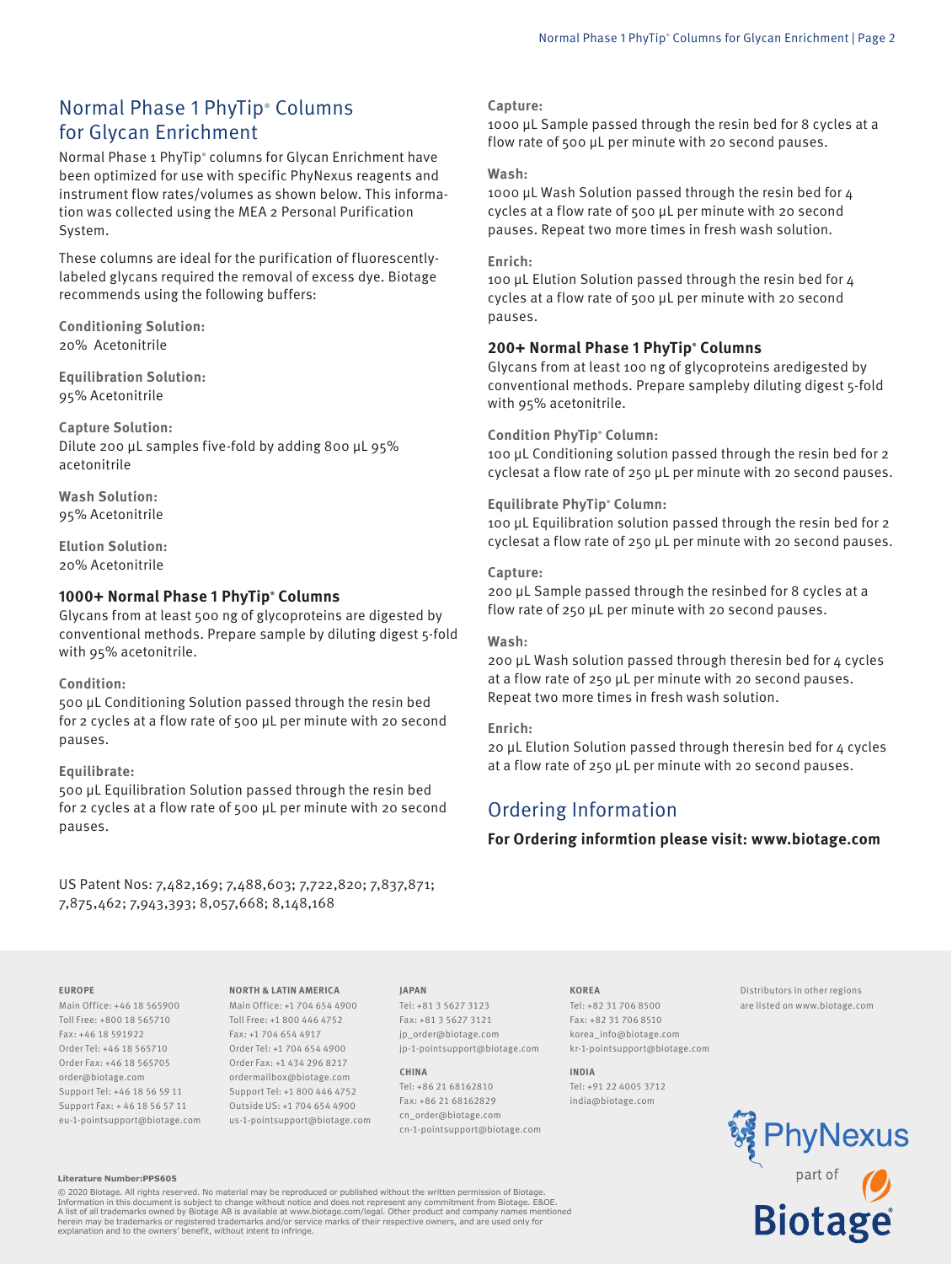## Normal Phase 1 PhyTip® Columns for Glycan Enrichment

Normal Phase 1 PhyTip® columns for Glycan Enrichment have been optimized for use with specific PhyNexus reagents and instrument flow rates/volumes as shown below. This information was collected using the MEA 2 Personal Purification System.

These columns are ideal for the purification of fluorescently-labeled glycans required the removal of excess dye. Biotage recommends using the following buffers:

**Conditioning Solution:**
20% Acetonitrile

**Equilibration Solution:**
95% Acetonitrile

**Capture Solution:**
Dilute 200 µL samples five-fold by adding 800 µL 95% acetonitrile

**Wash Solution:**
95% Acetonitrile

**Elution Solution:**
20% Acetonitrile

### 1000+ Normal Phase 1 PhyTip® Columns

Glycans from at least 500 ng of glycoproteins are digested by conventional methods. Prepare sample by diluting digest 5-fold with 95% acetonitrile.

**Condition:**
500 µL Conditioning Solution passed through the resin bed for 2 cycles at a flow rate of 500 µL per minute with 20 second pauses.

**Equilibrate:**
500 µL Equilibration Solution passed through the resin bed for 2 cycles at a flow rate of 500 µL per minute with 20 second pauses.

**Capture:**
1000 µL Sample passed through the resin bed for 8 cycles at a flow rate of 500 µL per minute with 20 second pauses.

**Wash:**
1000 µL Wash Solution passed through the resin bed for 4 cycles at a flow rate of 500 µL per minute with 20 second pauses. Repeat two more times in fresh wash solution.

**Enrich:**
100 µL Elution Solution passed through the resin bed for 4 cycles at a flow rate of 500 µL per minute with 20 second pauses.

### 200+ Normal Phase 1 PhyTip® Columns

Glycans from at least 100 ng of glycoproteins aredigested by conventional methods. Prepare sampleby diluting digest 5-fold with 95% acetonitrile.

**Condition PhyTip® Column:**
100 µL Conditioning solution passed through the resin bed for 2 cyclesat a flow rate of 250 µL per minute with 20 second pauses.

**Equilibrate PhyTip® Column:**
100 µL Equilibration solution passed through the resin bed for 2 cyclesat a flow rate of 250 µL per minute with 20 second pauses.

**Capture:**
200 µL Sample passed through the resinbed for 8 cycles at a flow rate of 250 µL per minute with 20 second pauses.

**Wash:**
200 µL Wash solution passed through theresin bed for 4 cycles at a flow rate of 250 µL per minute with 20 second pauses. Repeat two more times in fresh wash solution.

**Enrich:**
20 µL Elution Solution passed through theresin bed for 4 cycles at a flow rate of 250 µL per minute with 20 second pauses.

US Patent Nos: 7,482,169; 7,488,603; 7,722,820; 7,837,871; 7,875,462; 7,943,393; 8,057,668; 8,148,168

## Ordering Information

**For Ordering informtion please visit: www.biotage.com**

**EUROPE**
Main Office: +46 18 565900
Toll Free: +800 18 565710
Fax: +46 18 591922
Order Tel: +46 18 565710
Order Fax: +46 18 565705
order@biotage.com
Support Tel: +46 18 56 59 11
Support Fax: + 46 18 56 57 11
eu-1-pointsupport@biotage.com

**NORTH & LATIN AMERICA**
Main Office: +1 704 654 4900
Toll Free: +1 800 446 4752
Fax: +1 704 654 4917
Order Tel: +1 704 654 4900
Order Fax: +1 434 296 8217
ordermailbox@biotage.com
Support Tel: +1 800 446 4752
Outside US: +1 704 654 4900
us-1-pointsupport@biotage.com

**JAPAN**
Tel: +81 3 5627 3123
Fax: +81 3 5627 3121
jp_order@biotage.com
jp-1-pointsupport@biotage.com

**CHINA**
Tel: +86 21 68162810
Fax: +86 21 68162829
cn_order@biotage.com
cn-1-pointsupport@biotage.com

**KOREA**
Tel: +82 31 706 8500
Fax: +82 31 706 8510
korea_info@biotage.com
kr-1-pointsupport@biotage.com

**INDIA**
Tel: +91 22 4005 3712
india@biotage.com

Distributors in other regions are listed on www.biotage.com

**Literature Number:PPS605**

© 2020 Biotage. All rights reserved. No material may be reproduced or published without the written permission of Biotage. Information in this document is subject to change without notice and does not represent any commitment from Biotage. E&OE. A list of all trademarks owned by Biotage AB is available at www.biotage.com/legal. Other product and company names mentioned herein may be trademarks or registered trademarks and/or service marks of their respective owners, and are used only for explanation and to the owners' benefit, without intent to infringe.

PhyNexus part of Biotage